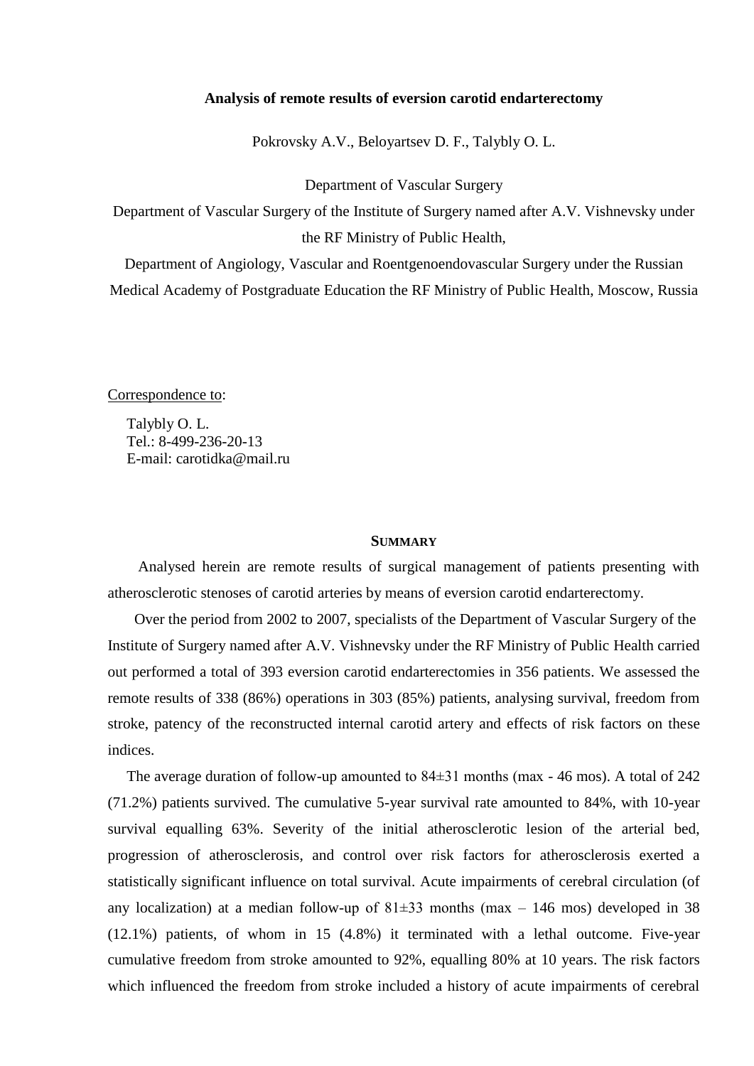**Analysis of remote results of eversion carotid endarterectomy**

Pokrovsky A.V., Beloyartsev D. F., Talybly O. L.

Department of Vascular Surgery

Department of Vascular Surgery of the Institute of Surgery named after A.V. Vishnevsky under the RF Ministry of Public Health,

Department of Angiology, Vascular and Roentgenoendovascular Surgery under the Russian Medical Academy of Postgraduate Education the RF Ministry of Public Health, Moscow, Russia

Correspondence to:

Talybly O. L.
Tel.: 8-499-236-20-13
E-mail: carotidka@mail.ru

## Summary

Analysed herein are remote results of surgical management of patients presenting with atherosclerotic stenoses of carotid arteries by means of eversion carotid endarterectomy.

Over the period from 2002 to 2007, specialists of the Department of Vascular Surgery of the Institute of Surgery named after A.V. Vishnevsky under the RF Ministry of Public Health carried out performed a total of 393 eversion carotid endarterectomies in 356 patients. We assessed the remote results of 338 (86%) operations in 303 (85%) patients, analysing survival, freedom from stroke, patency of the reconstructed internal carotid artery and effects of risk factors on these indices.

The average duration of follow-up amounted to 84±31 months (max - 46 mos). A total of 242 (71.2%) patients survived. The cumulative 5-year survival rate amounted to 84%, with 10-year survival equalling 63%. Severity of the initial atherosclerotic lesion of the arterial bed, progression of atherosclerosis, and control over risk factors for atherosclerosis exerted a statistically significant influence on total survival. Acute impairments of cerebral circulation (of any localization) at a median follow-up of 81±33 months (max – 146 mos) developed in 38 (12.1%) patients, of whom in 15 (4.8%) it terminated with a lethal outcome. Five-year cumulative freedom from stroke amounted to 92%, equalling 80% at 10 years. The risk factors which influenced the freedom from stroke included a history of acute impairments of cerebral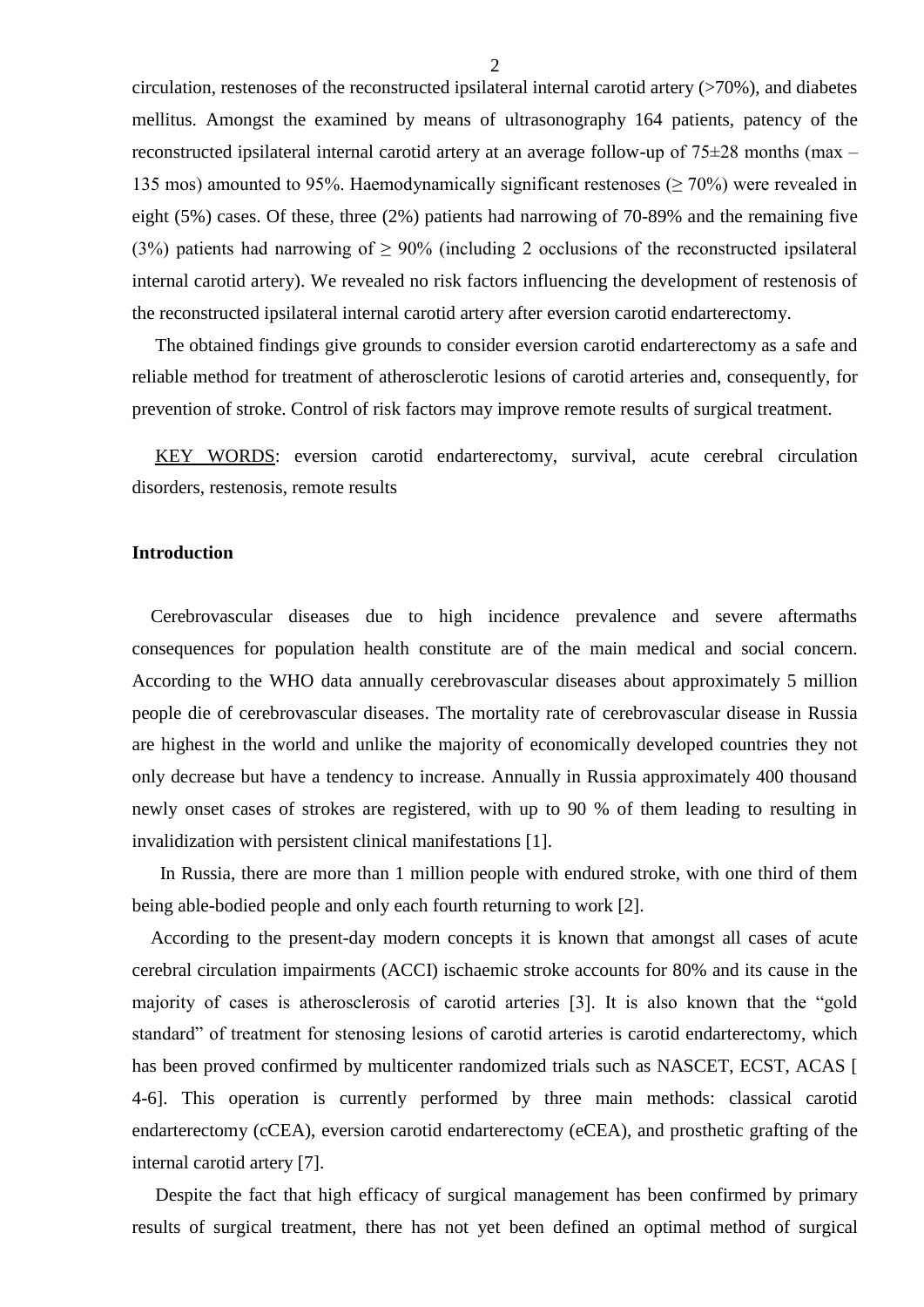circulation, restenoses of the reconstructed ipsilateral internal carotid artery (>70%), and diabetes mellitus. Amongst the examined by means of ultrasonography 164 patients, patency of the reconstructed ipsilateral internal carotid artery at an average follow-up of 75±28 months (max – 135 mos) amounted to 95%. Haemodynamically significant restenoses (≥ 70%) were revealed in eight (5%) cases. Of these, three (2%) patients had narrowing of 70-89% and the remaining five (3%) patients had narrowing of ≥ 90% (including 2 occlusions of the reconstructed ipsilateral internal carotid artery). We revealed no risk factors influencing the development of restenosis of the reconstructed ipsilateral internal carotid artery after eversion carotid endarterectomy.

The obtained findings give grounds to consider eversion carotid endarterectomy as a safe and reliable method for treatment of atherosclerotic lesions of carotid arteries and, consequently, for prevention of stroke. Control of risk factors may improve remote results of surgical treatment.

KEY WORDS: eversion carotid endarterectomy, survival, acute cerebral circulation disorders, restenosis, remote results

**Introduction**

Cerebrovascular diseases due to high incidence prevalence and severe aftermaths consequences for population health constitute are of the main medical and social concern. According to the WHO data annually cerebrovascular diseases about approximately 5 million people die of cerebrovascular diseases. The mortality rate of cerebrovascular disease in Russia are highest in the world and unlike the majority of economically developed countries they not only decrease but have a tendency to increase. Annually in Russia approximately 400 thousand newly onset cases of strokes are registered, with up to 90 % of them leading to resulting in invalidization with persistent clinical manifestations [1].

In Russia, there are more than 1 million people with endured stroke, with one third of them being able-bodied people and only each fourth returning to work [2].

According to the present-day modern concepts it is known that amongst all cases of acute cerebral circulation impairments (ACCI) ischaemic stroke accounts for 80% and its cause in the majority of cases is atherosclerosis of carotid arteries [3]. It is also known that the "gold standard" of treatment for stenosing lesions of carotid arteries is carotid endarterectomy, which has been proved confirmed by multicenter randomized trials such as NASCET, ECST, ACAS [ 4-6]. This operation is currently performed by three main methods: classical carotid endarterectomy (cCEA), eversion carotid endarterectomy (eCEA), and prosthetic grafting of the internal carotid artery [7].

Despite the fact that high efficacy of surgical management has been confirmed by primary results of surgical treatment, there has not yet been defined an optimal method of surgical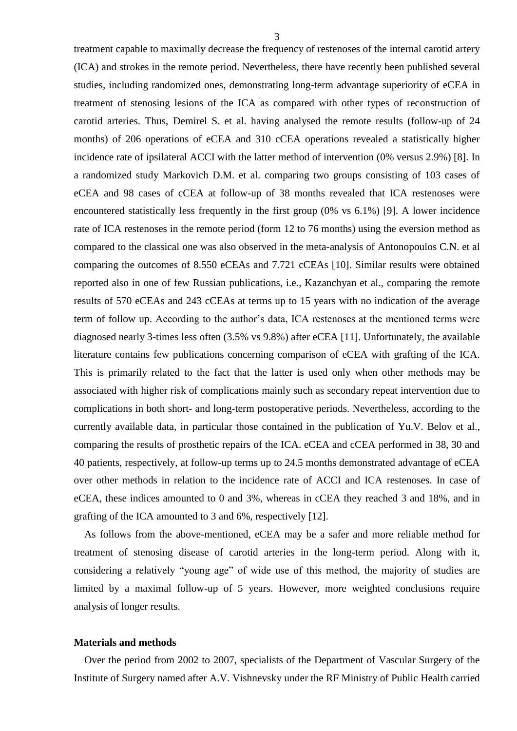treatment capable to maximally decrease the frequency of restenoses of the internal carotid artery (ICA) and strokes in the remote period. Nevertheless, there have recently been published several studies, including randomized ones, demonstrating long-term advantage superiority of eCEA in treatment of stenosing lesions of the ICA as compared with other types of reconstruction of carotid arteries. Thus, Demirel S. et al. having analysed the remote results (follow-up of 24 months) of 206 operations of eCEA and 310 cCEA operations revealed a statistically higher incidence rate of ipsilateral ACCI with the latter method of intervention (0% versus 2.9%) [8]. In a randomized study Markovich D.M. et al. comparing two groups consisting of 103 cases of eCEA and 98 cases of cCEA at follow-up of 38 months revealed that ICA restenoses were encountered statistically less frequently in the first group (0% vs 6.1%) [9]. A lower incidence rate of ICA restenoses in the remote period (form 12 to 76 months) using the eversion method as compared to the classical one was also observed in the meta-analysis of Antonopoulos C.N. et al comparing the outcomes of 8.550 eCEAs and 7.721 cCEAs [10]. Similar results were obtained reported also in one of few Russian publications, i.e., Kazanchyan et al., comparing the remote results of 570 eCEAs and 243 cCEAs at terms up to 15 years with no indication of the average term of follow up. According to the author's data, ICA restenoses at the mentioned terms were diagnosed nearly 3-times less often (3.5% vs 9.8%) after eCEA [11]. Unfortunately, the available literature contains few publications concerning comparison of eCEA with grafting of the ICA. This is primarily related to the fact that the latter is used only when other methods may be associated with higher risk of complications mainly such as secondary repeat intervention due to complications in both short- and long-term postoperative periods. Nevertheless, according to the currently available data, in particular those contained in the publication of Yu.V. Belov et al., comparing the results of prosthetic repairs of the ICA. eCEA and cCEA performed in 38, 30 and 40 patients, respectively, at follow-up terms up to 24.5 months demonstrated advantage of eCEA over other methods in relation to the incidence rate of ACCI and ICA restenoses. In case of eCEA, these indices amounted to 0 and 3%, whereas in cCEA they reached 3 and 18%, and in grafting of the ICA amounted to 3 and 6%, respectively [12].

As follows from the above-mentioned, eCEA may be a safer and more reliable method for treatment of stenosing disease of carotid arteries in the long-term period. Along with it, considering a relatively "young age" of wide use of this method, the majority of studies are limited by a maximal follow-up of 5 years. However, more weighted conclusions require analysis of longer results.

## Materials and methods

Over the period from 2002 to 2007, specialists of the Department of Vascular Surgery of the Institute of Surgery named after A.V. Vishnevsky under the RF Ministry of Public Health carried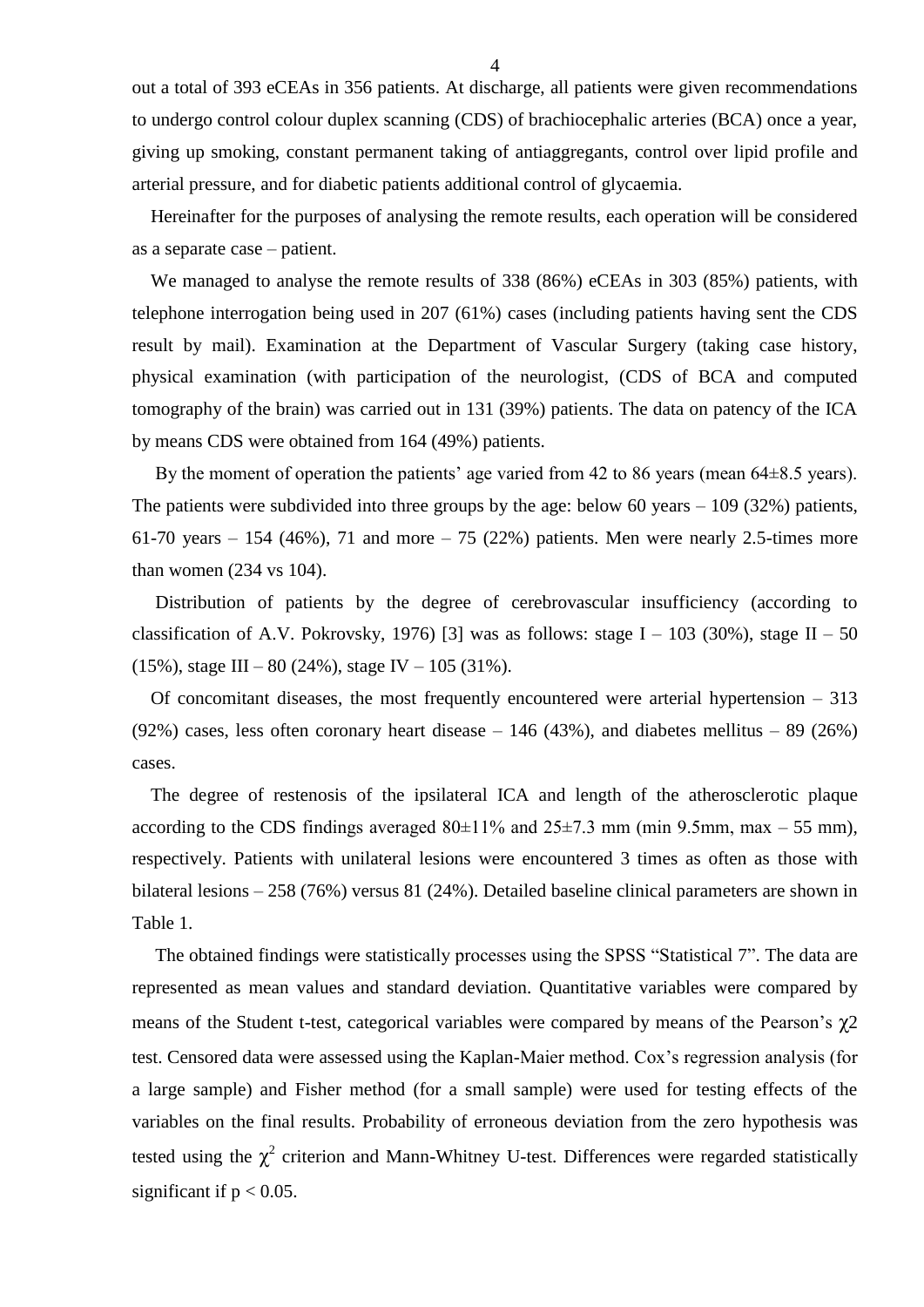out a total of 393 eCEAs in 356 patients. At discharge, all patients were given recommendations to undergo control colour duplex scanning (CDS) of brachiocephalic arteries (BCA) once a year, giving up smoking, constant permanent taking of antiaggregants, control over lipid profile and arterial pressure, and for diabetic patients additional control of glycaemia.

Hereinafter for the purposes of analysing the remote results, each operation will be considered as a separate case – patient.

We managed to analyse the remote results of 338 (86%) eCEAs in 303 (85%) patients, with telephone interrogation being used in 207 (61%) cases (including patients having sent the CDS result by mail). Examination at the Department of Vascular Surgery (taking case history, physical examination (with participation of the neurologist, (CDS of BCA and computed tomography of the brain) was carried out in 131 (39%) patients. The data on patency of the ICA by means CDS were obtained from 164 (49%) patients.

By the moment of operation the patients' age varied from 42 to 86 years (mean 64±8.5 years). The patients were subdivided into three groups by the age: below 60 years – 109 (32%) patients, 61-70 years – 154 (46%), 71 and more – 75 (22%) patients. Men were nearly 2.5-times more than women (234 vs 104).

Distribution of patients by the degree of cerebrovascular insufficiency (according to classification of A.V. Pokrovsky, 1976) [3] was as follows: stage I – 103 (30%), stage II – 50 (15%), stage III – 80 (24%), stage IV – 105 (31%).

Of concomitant diseases, the most frequently encountered were arterial hypertension – 313 (92%) cases, less often coronary heart disease – 146 (43%), and diabetes mellitus – 89 (26%) cases.

The degree of restenosis of the ipsilateral ICA and length of the atherosclerotic plaque according to the CDS findings averaged 80±11% and 25±7.3 mm (min 9.5mm, max – 55 mm), respectively. Patients with unilateral lesions were encountered 3 times as often as those with bilateral lesions – 258 (76%) versus 81 (24%). Detailed baseline clinical parameters are shown in Table 1.

The obtained findings were statistically processes using the SPSS "Statistical 7". The data are represented as mean values and standard deviation. Quantitative variables were compared by means of the Student t-test, categorical variables were compared by means of the Pearson's $\chi 2$ test. Censored data were assessed using the Kaplan-Maier method. Cox's regression analysis (for a large sample) and Fisher method (for a small sample) were used for testing effects of the variables on the final results. Probability of erroneous deviation from the zero hypothesis was tested using the $\chi^2$ criterion and Mann-Whitney U-test. Differences were regarded statistically significant if $p < 0.05$.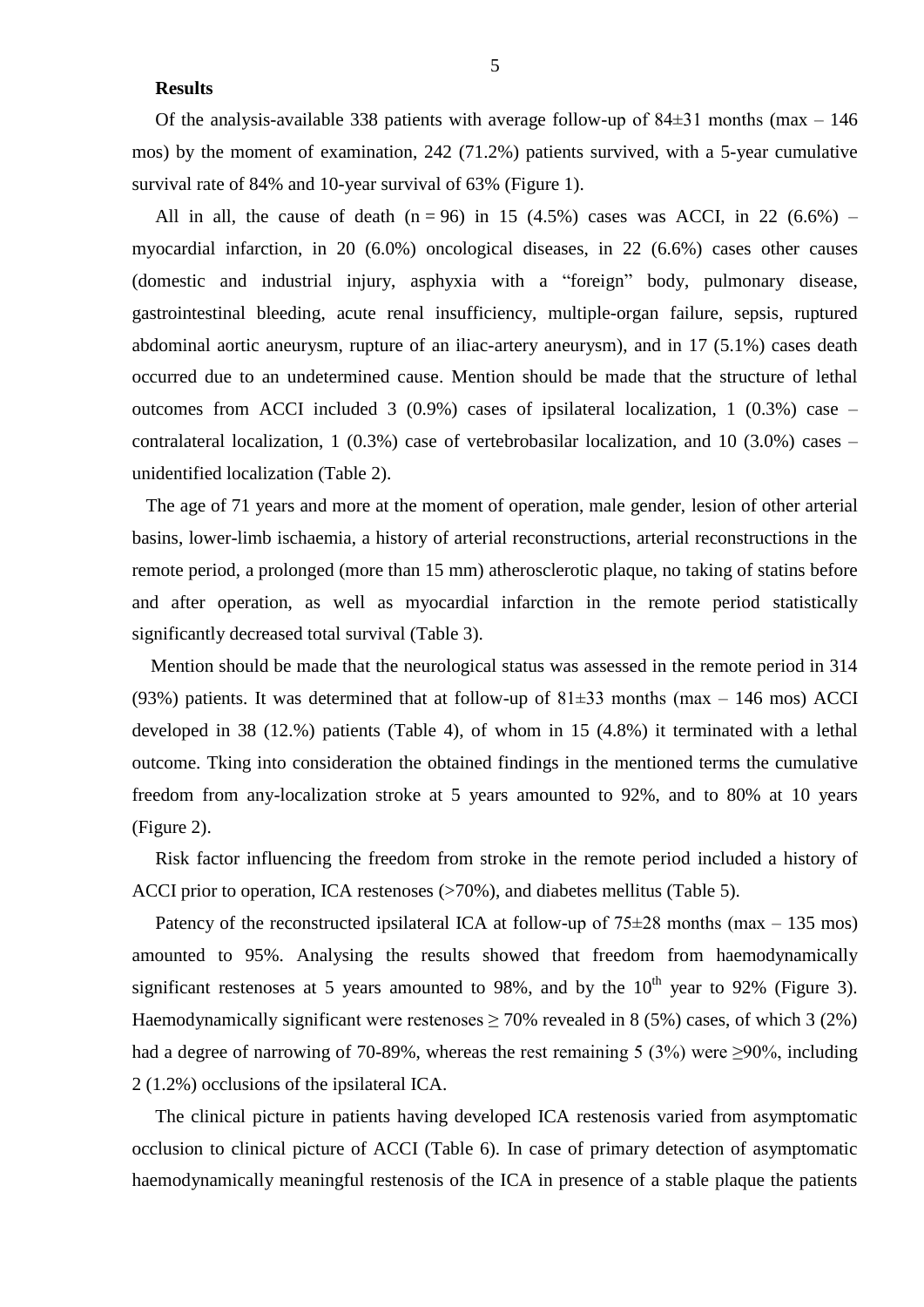**Results**

Of the analysis-available 338 patients with average follow-up of 84±31 months (max – 146 mos) by the moment of examination, 242 (71.2%) patients survived, with a 5-year cumulative survival rate of 84% and 10-year survival of 63% (Figure 1).

All in all, the cause of death (n = 96) in 15 (4.5%) cases was ACCI, in 22 (6.6%) – myocardial infarction, in 20 (6.0%) oncological diseases, in 22 (6.6%) cases other causes (domestic and industrial injury, asphyxia with a "foreign" body, pulmonary disease, gastrointestinal bleeding, acute renal insufficiency, multiple-organ failure, sepsis, ruptured abdominal aortic aneurysm, rupture of an iliac-artery aneurysm), and in 17 (5.1%) cases death occurred due to an undetermined cause. Mention should be made that the structure of lethal outcomes from ACCI included 3 (0.9%) cases of ipsilateral localization, 1 (0.3%) case – contralateral localization, 1 (0.3%) case of vertebrobasilar localization, and 10 (3.0%) cases – unidentified localization (Table 2).

The age of 71 years and more at the moment of operation, male gender, lesion of other arterial basins, lower-limb ischaemia, a history of arterial reconstructions, arterial reconstructions in the remote period, a prolonged (more than 15 mm) atherosclerotic plaque, no taking of statins before and after operation, as well as myocardial infarction in the remote period statistically significantly decreased total survival (Table 3).

Mention should be made that the neurological status was assessed in the remote period in 314 (93%) patients. It was determined that at follow-up of 81±33 months (max – 146 mos) ACCI developed in 38 (12.%) patients (Table 4), of whom in 15 (4.8%) it terminated with a lethal outcome. Tking into consideration the obtained findings in the mentioned terms the cumulative freedom from any-localization stroke at 5 years amounted to 92%, and to 80% at 10 years (Figure 2).

Risk factor influencing the freedom from stroke in the remote period included a history of ACCI prior to operation, ICA restenoses (>70%), and diabetes mellitus (Table 5).

Patency of the reconstructed ipsilateral ICA at follow-up of 75±28 months (max – 135 mos) amounted to 95%. Analysing the results showed that freedom from haemodynamically significant restenoses at 5 years amounted to 98%, and by the 10$^{th}$ year to 92% (Figure 3). Haemodynamically significant were restenoses ≥ 70% revealed in 8 (5%) cases, of which 3 (2%) had a degree of narrowing of 70-89%, whereas the rest remaining 5 (3%) were ≥90%, including 2 (1.2%) occlusions of the ipsilateral ICA.

The clinical picture in patients having developed ICA restenosis varied from asymptomatic occlusion to clinical picture of ACCI (Table 6). In case of primary detection of asymptomatic haemodynamically meaningful restenosis of the ICA in presence of a stable plaque the patients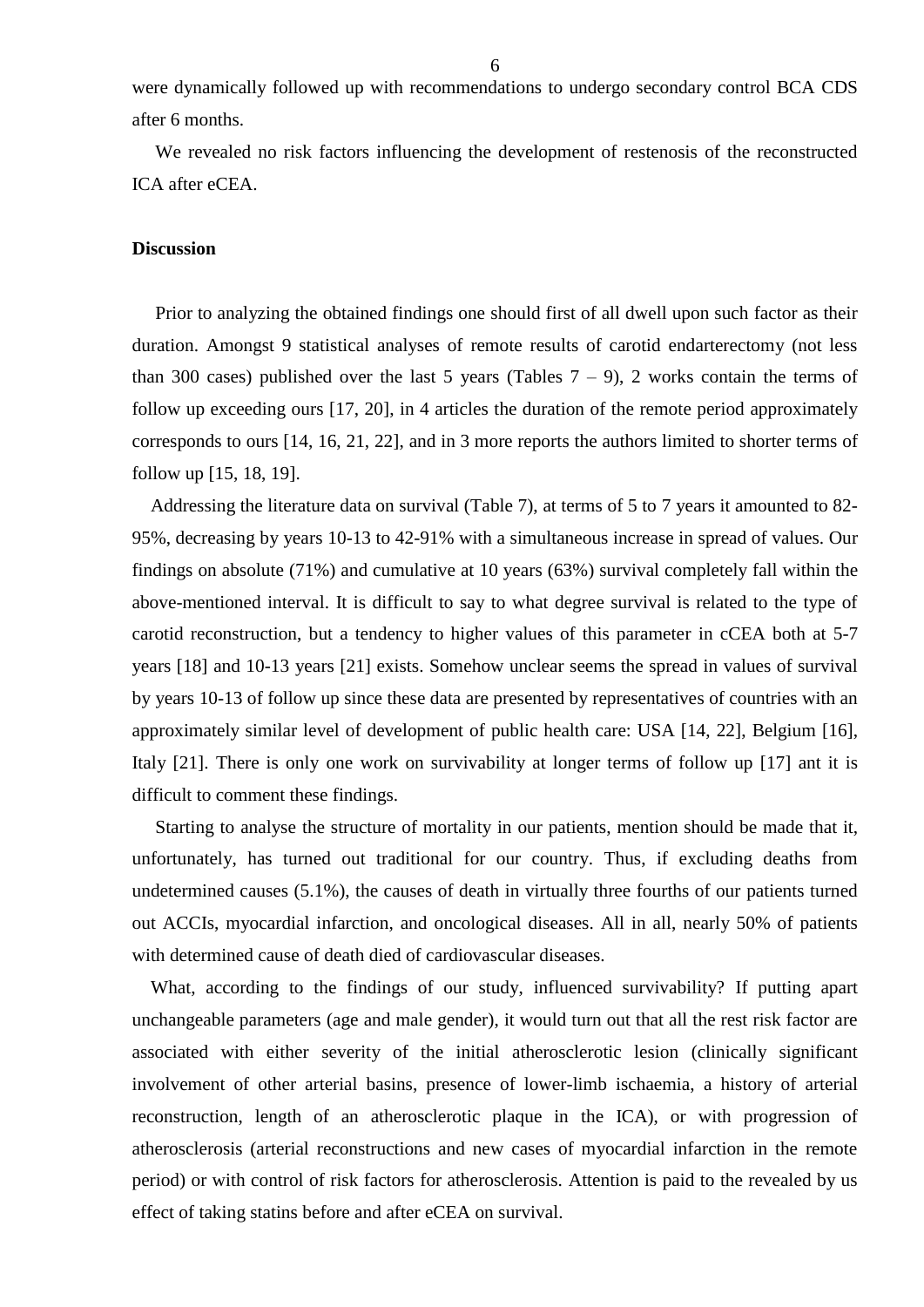were dynamically followed up with recommendations to undergo secondary control BCA CDS after 6 months.

We revealed no risk factors influencing the development of restenosis of the reconstructed ICA after eCEA.

**Discussion**

Prior to analyzing the obtained findings one should first of all dwell upon such factor as their duration. Amongst 9 statistical analyses of remote results of carotid endarterectomy (not less than 300 cases) published over the last 5 years (Tables 7 – 9), 2 works contain the terms of follow up exceeding ours [17, 20], in 4 articles the duration of the remote period approximately corresponds to ours [14, 16, 21, 22], and in 3 more reports the authors limited to shorter terms of follow up [15, 18, 19].

Addressing the literature data on survival (Table 7), at terms of 5 to 7 years it amounted to 82-95%, decreasing by years 10-13 to 42-91% with a simultaneous increase in spread of values. Our findings on absolute (71%) and cumulative at 10 years (63%) survival completely fall within the above-mentioned interval. It is difficult to say to what degree survival is related to the type of carotid reconstruction, but a tendency to higher values of this parameter in cCEA both at 5-7 years [18] and 10-13 years [21] exists. Somehow unclear seems the spread in values of survival by years 10-13 of follow up since these data are presented by representatives of countries with an approximately similar level of development of public health care: USA [14, 22], Belgium [16], Italy [21]. There is only one work on survivability at longer terms of follow up [17] ant it is difficult to comment these findings.

Starting to analyse the structure of mortality in our patients, mention should be made that it, unfortunately, has turned out traditional for our country. Thus, if excluding deaths from undetermined causes (5.1%), the causes of death in virtually three fourths of our patients turned out ACCIs, myocardial infarction, and oncological diseases. All in all, nearly 50% of patients with determined cause of death died of cardiovascular diseases.

What, according to the findings of our study, influenced survivability? If putting apart unchangeable parameters (age and male gender), it would turn out that all the rest risk factor are associated with either severity of the initial atherosclerotic lesion (clinically significant involvement of other arterial basins, presence of lower-limb ischaemia, a history of arterial reconstruction, length of an atherosclerotic plaque in the ICA), or with progression of atherosclerosis (arterial reconstructions and new cases of myocardial infarction in the remote period) or with control of risk factors for atherosclerosis. Attention is paid to the revealed by us effect of taking statins before and after eCEA on survival.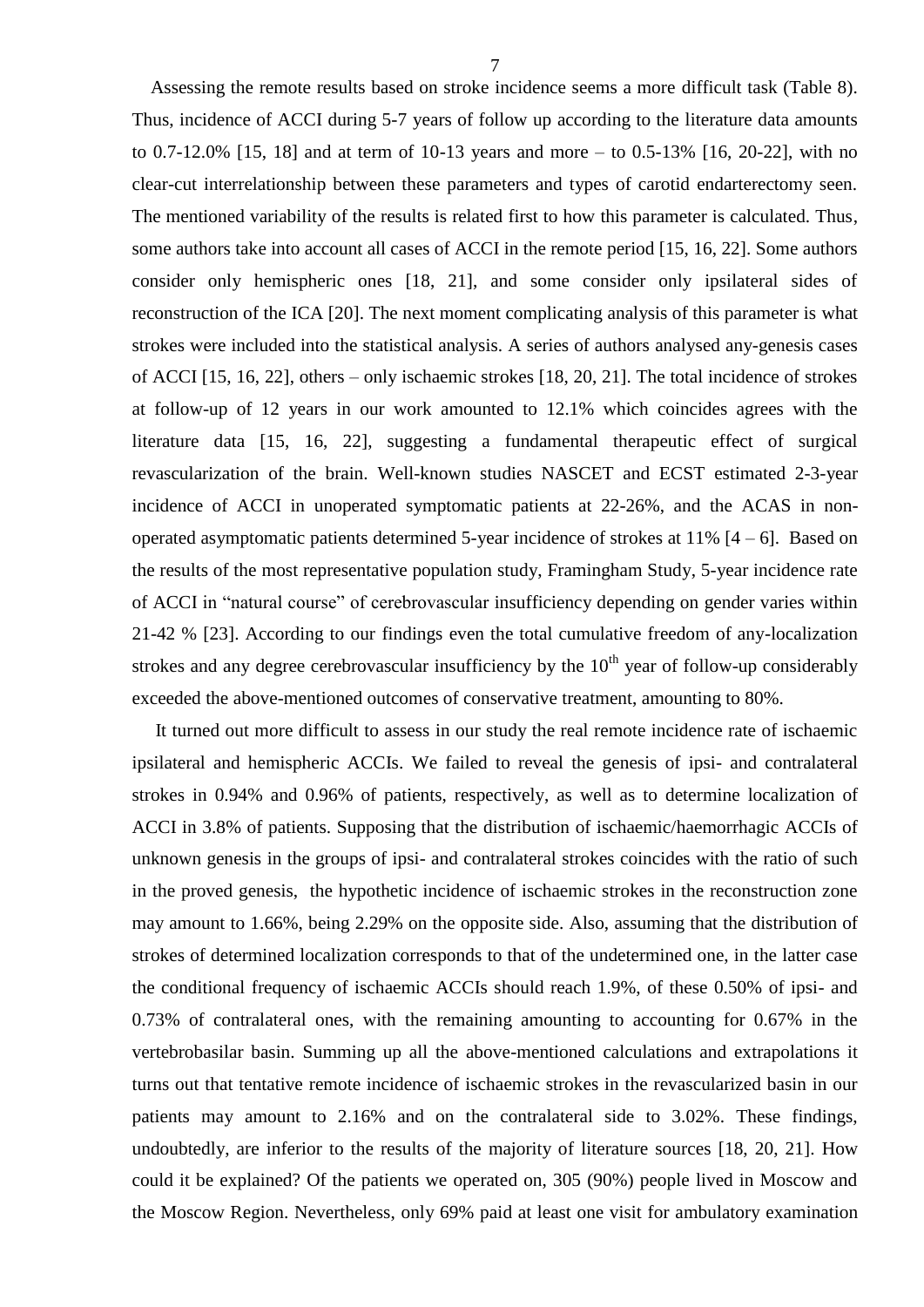Assessing the remote results based on stroke incidence seems a more difficult task (Table 8). Thus, incidence of ACCI during 5-7 years of follow up according to the literature data amounts to 0.7-12.0% [15, 18] and at term of 10-13 years and more – to 0.5-13% [16, 20-22], with no clear-cut interrelationship between these parameters and types of carotid endarterectomy seen. The mentioned variability of the results is related first to how this parameter is calculated. Thus, some authors take into account all cases of ACCI in the remote period [15, 16, 22]. Some authors consider only hemispheric ones [18, 21], and some consider only ipsilateral sides of reconstruction of the ICA [20]. The next moment complicating analysis of this parameter is what strokes were included into the statistical analysis. A series of authors analysed any-genesis cases of ACCI [15, 16, 22], others – only ischaemic strokes [18, 20, 21]. The total incidence of strokes at follow-up of 12 years in our work amounted to 12.1% which coincides agrees with the literature data [15, 16, 22], suggesting a fundamental therapeutic effect of surgical revascularization of the brain. Well-known studies NASCET and ECST estimated 2-3-year incidence of ACCI in unoperated symptomatic patients at 22-26%, and the ACAS in non-operated asymptomatic patients determined 5-year incidence of strokes at 11% [4 – 6]. Based on the results of the most representative population study, Framingham Study, 5-year incidence rate of ACCI in "natural course" of cerebrovascular insufficiency depending on gender varies within 21-42 % [23]. According to our findings even the total cumulative freedom of any-localization strokes and any degree cerebrovascular insufficiency by the $10^{th}$ year of follow-up considerably exceeded the above-mentioned outcomes of conservative treatment, amounting to 80%.

It turned out more difficult to assess in our study the real remote incidence rate of ischaemic ipsilateral and hemispheric ACCIs. We failed to reveal the genesis of ipsi- and contralateral strokes in 0.94% and 0.96% of patients, respectively, as well as to determine localization of ACCI in 3.8% of patients. Supposing that the distribution of ischaemic/haemorrhagic ACCIs of unknown genesis in the groups of ipsi- and contralateral strokes coincides with the ratio of such in the proved genesis, the hypothetic incidence of ischaemic strokes in the reconstruction zone may amount to 1.66%, being 2.29% on the opposite side. Also, assuming that the distribution of strokes of determined localization corresponds to that of the undetermined one, in the latter case the conditional frequency of ischaemic ACCIs should reach 1.9%, of these 0.50% of ipsi- and 0.73% of contralateral ones, with the remaining amounting to accounting for 0.67% in the vertebrobasilar basin. Summing up all the above-mentioned calculations and extrapolations it turns out that tentative remote incidence of ischaemic strokes in the revascularized basin in our patients may amount to 2.16% and on the contralateral side to 3.02%. These findings, undoubtedly, are inferior to the results of the majority of literature sources [18, 20, 21]. How could it be explained? Of the patients we operated on, 305 (90%) people lived in Moscow and the Moscow Region. Nevertheless, only 69% paid at least one visit for ambulatory examination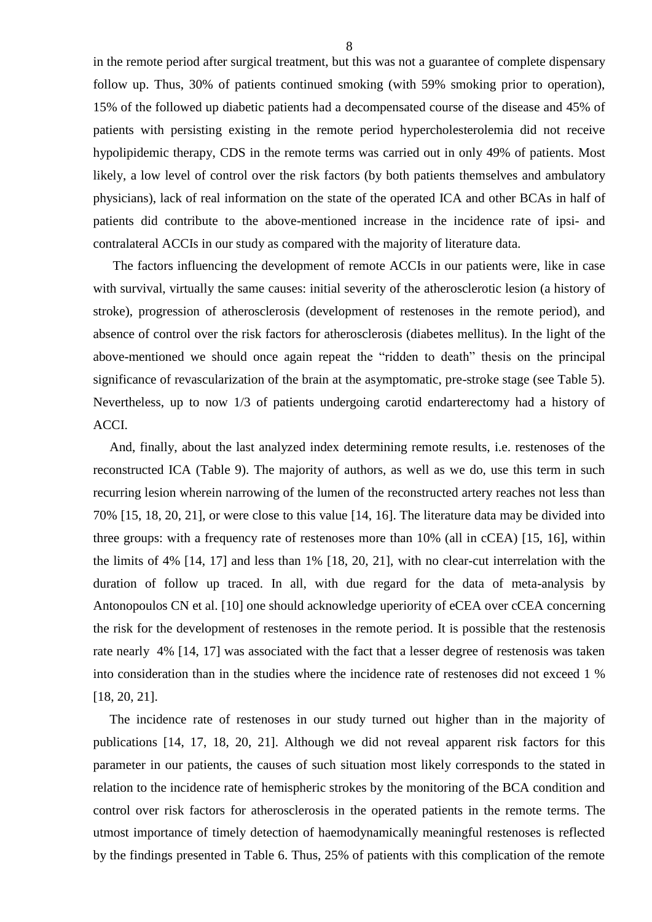in the remote period after surgical treatment, but this was not a guarantee of complete dispensary follow up. Thus, 30% of patients continued smoking (with 59% smoking prior to operation), 15% of the followed up diabetic patients had a decompensated course of the disease and 45% of patients with persisting existing in the remote period hypercholesterolemia did not receive hypolipidemic therapy, CDS in the remote terms was carried out in only 49% of patients. Most likely, a low level of control over the risk factors (by both patients themselves and ambulatory physicians), lack of real information on the state of the operated ICA and other BCAs in half of patients did contribute to the above-mentioned increase in the incidence rate of ipsi- and contralateral ACCIs in our study as compared with the majority of literature data.

The factors influencing the development of remote ACCIs in our patients were, like in case with survival, virtually the same causes: initial severity of the atherosclerotic lesion (a history of stroke), progression of atherosclerosis (development of restenoses in the remote period), and absence of control over the risk factors for atherosclerosis (diabetes mellitus). In the light of the above-mentioned we should once again repeat the "ridden to death" thesis on the principal significance of revascularization of the brain at the asymptomatic, pre-stroke stage (see Table 5). Nevertheless, up to now 1/3 of patients undergoing carotid endarterectomy had a history of ACCI.

And, finally, about the last analyzed index determining remote results, i.e. restenoses of the reconstructed ICA (Table 9). The majority of authors, as well as we do, use this term in such recurring lesion wherein narrowing of the lumen of the reconstructed artery reaches not less than 70% [15, 18, 20, 21], or were close to this value [14, 16]. The literature data may be divided into three groups: with a frequency rate of restenoses more than 10% (all in cCEA) [15, 16], within the limits of 4% [14, 17] and less than 1% [18, 20, 21], with no clear-cut interrelation with the duration of follow up traced. In all, with due regard for the data of meta-analysis by Antonopoulos CN et al. [10] one should acknowledge uperiority of eCEA over cCEA concerning the risk for the development of restenoses in the remote period. It is possible that the restenosis rate nearly 4% [14, 17] was associated with the fact that a lesser degree of restenosis was taken into consideration than in the studies where the incidence rate of restenoses did not exceed 1 % [18, 20, 21].

The incidence rate of restenoses in our study turned out higher than in the majority of publications [14, 17, 18, 20, 21]. Although we did not reveal apparent risk factors for this parameter in our patients, the causes of such situation most likely corresponds to the stated in relation to the incidence rate of hemispheric strokes by the monitoring of the BCA condition and control over risk factors for atherosclerosis in the operated patients in the remote terms. The utmost importance of timely detection of haemodynamically meaningful restenoses is reflected by the findings presented in Table 6. Thus, 25% of patients with this complication of the remote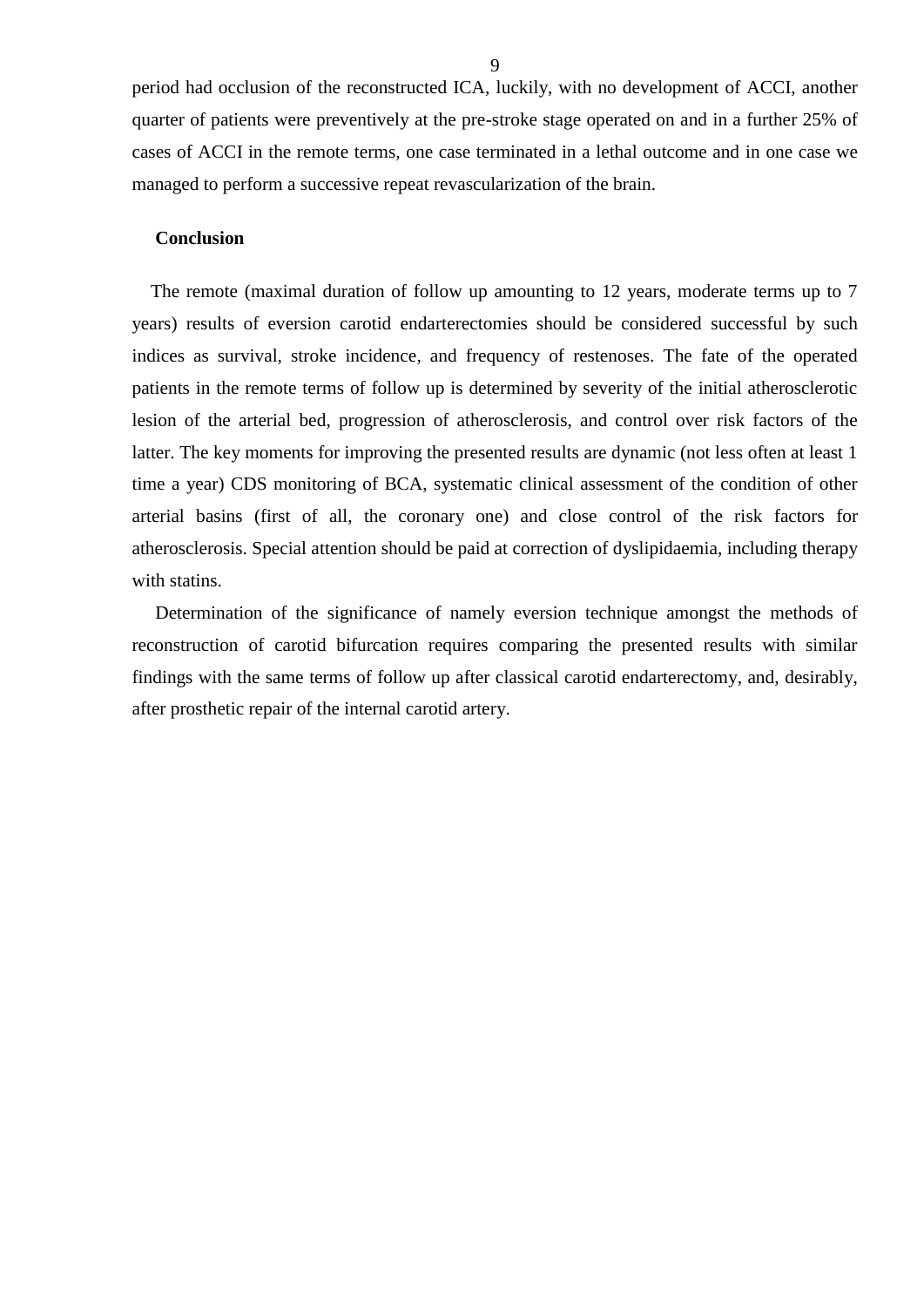period had occlusion of the reconstructed ICA, luckily, with no development of ACCI, another quarter of patients were preventively at the pre-stroke stage operated on and in a further 25% of cases of ACCI in the remote terms, one case terminated in a lethal outcome and in one case we managed to perform a successive repeat revascularization of the brain.

## Conclusion

The remote (maximal duration of follow up amounting to 12 years, moderate terms up to 7 years) results of eversion carotid endarterectomies should be considered successful by such indices as survival, stroke incidence, and frequency of restenoses. The fate of the operated patients in the remote terms of follow up is determined by severity of the initial atherosclerotic lesion of the arterial bed, progression of atherosclerosis, and control over risk factors of the latter. The key moments for improving the presented results are dynamic (not less often at least 1 time a year) CDS monitoring of BCA, systematic clinical assessment of the condition of other arterial basins (first of all, the coronary one) and close control of the risk factors for atherosclerosis. Special attention should be paid at correction of dyslipidaemia, including therapy with statins.

Determination of the significance of namely eversion technique amongst the methods of reconstruction of carotid bifurcation requires comparing the presented results with similar findings with the same terms of follow up after classical carotid endarterectomy, and, desirably, after prosthetic repair of the internal carotid artery.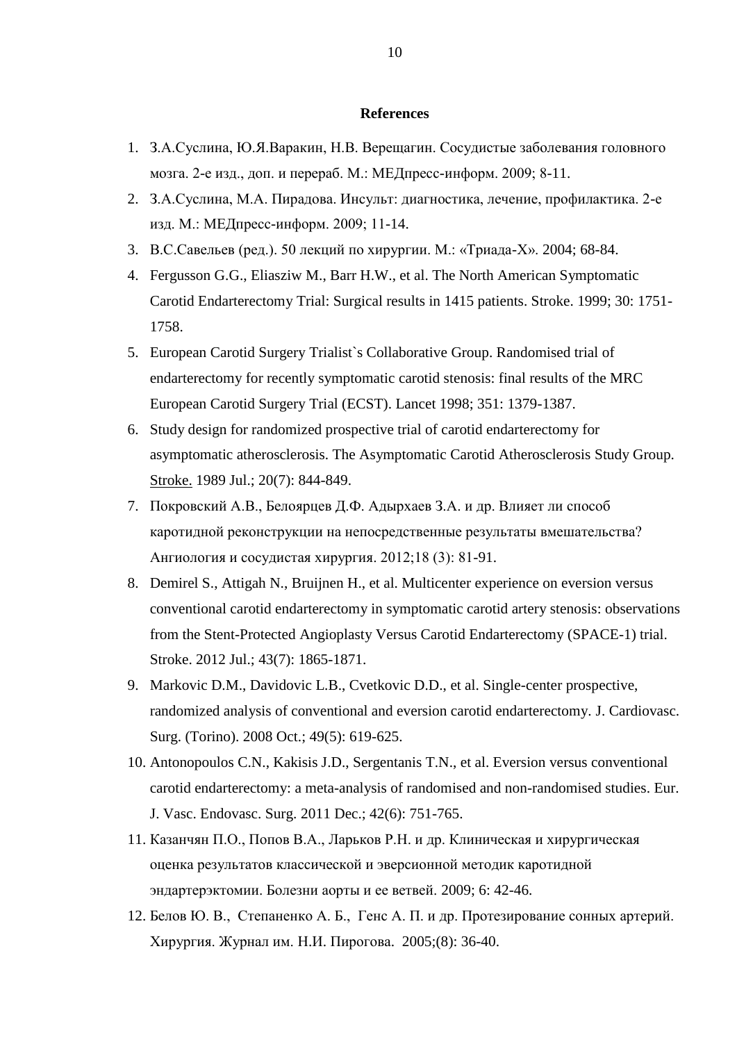**References**

1. З.А.Суслина, Ю.Я.Варакин, Н.В. Верещагин. Сосудистые заболевания головного мозга. 2-е изд., доп. и перераб. М.: МЕДпресс-информ. 2009; 8-11.
2. З.А.Суслина, М.А. Пирадова. Инсульт: диагностика, лечение, профилактика. 2-е изд. М.: МЕДпресс-информ. 2009; 11-14.
3. В.С.Савельев (ред.). 50 лекций по хирургии. М.: «Триада-Х». 2004; 68-84.
4. Fergusson G.G., Eliasziw M., Barr H.W., et al. The North American Symptomatic Carotid Endarterectomy Trial: Surgical results in 1415 patients. Stroke. 1999; 30: 1751-1758.
5. European Carotid Surgery Trialist`s Collaborative Group. Randomised trial of endarterectomy for recently symptomatic carotid stenosis: final results of the MRC European Carotid Surgery Trial (ECST). Lancet 1998; 351: 1379-1387.
6. Study design for randomized prospective trial of carotid endarterectomy for asymptomatic atherosclerosis. The Asymptomatic Carotid Atherosclerosis Study Group. Stroke. 1989 Jul.; 20(7): 844-849.
7. Покровский А.В., Белоярцев Д.Ф. Адырхаев З.А. и др. Влияет ли способ каротидной реконструкции на непосредственные результаты вмешательства? Ангиология и сосудистая хирургия. 2012;18 (3): 81-91.
8. Demirel S., Attigah N., Bruijnen H., et al. Multicenter experience on eversion versus conventional carotid endarterectomy in symptomatic carotid artery stenosis: observations from the Stent-Protected Angioplasty Versus Carotid Endarterectomy (SPACE-1) trial. Stroke. 2012 Jul.; 43(7): 1865-1871.
9. Markovic D.M., Davidovic L.B., Cvetkovic D.D., et al. Single-center prospective, randomized analysis of conventional and eversion carotid endarterectomy. J. Cardiovasc. Surg. (Torino). 2008 Oct.; 49(5): 619-625.
10. Antonopoulos C.N., Kakisis J.D., Sergentanis T.N., et al. Eversion versus conventional carotid endarterectomy: a meta-analysis of randomised and non-randomised studies. Eur. J. Vasc. Endovasc. Surg. 2011 Dec.; 42(6): 751-765.
11. Казанчян П.О., Попов В.А., Ларьков Р.Н. и др. Клиническая и хирургическая оценка результатов классической и эверсионной методик каротидной эндартерэктомии. Болезни аорты и ее ветвей. 2009; 6: 42-46.
12. Белов Ю. В., Степаненко А. Б., Генс А. П. и др. Протезирование сонных артерий. Хирургия. Журнал им. Н.И. Пирогова. 2005;(8): 36-40.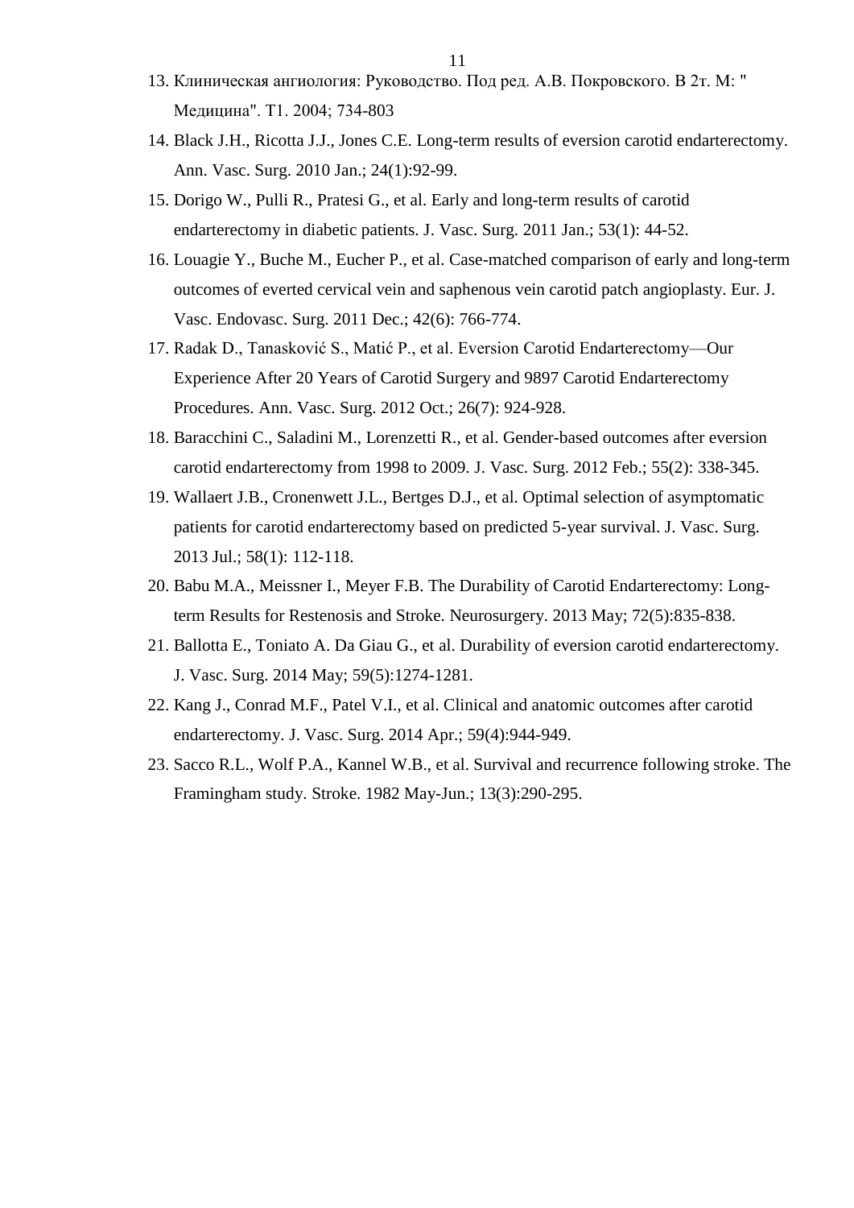13. Клиническая ангиология: Руководство. Под ред. А.В. Покровского. В 2т. М: " Медицина". Т1. 2004; 734-803
14. Black J.H., Ricotta J.J., Jones C.E. Long-term results of eversion carotid endarterectomy. Ann. Vasc. Surg. 2010 Jan.; 24(1):92-99.
15. Dorigo W., Pulli R., Pratesi G., et al. Early and long-term results of carotid endarterectomy in diabetic patients. J. Vasc. Surg. 2011 Jan.; 53(1): 44-52.
16. Louagie Y., Buche M., Eucher P., et al. Case-matched comparison of early and long-term outcomes of everted cervical vein and saphenous vein carotid patch angioplasty. Eur. J. Vasc. Endovasc. Surg. 2011 Dec.; 42(6): 766-774.
17. Radak D., Tanasković S., Matić P., et al. Eversion Carotid Endarterectomy—Our Experience After 20 Years of Carotid Surgery and 9897 Carotid Endarterectomy Procedures. Ann. Vasc. Surg. 2012 Oct.; 26(7): 924-928.
18. Baracchini C., Saladini M., Lorenzetti R., et al. Gender-based outcomes after eversion carotid endarterectomy from 1998 to 2009. J. Vasc. Surg. 2012 Feb.; 55(2): 338-345.
19. Wallaert J.B., Cronenwett J.L., Bertges D.J., et al. Optimal selection of asymptomatic patients for carotid endarterectomy based on predicted 5-year survival. J. Vasc. Surg. 2013 Jul.; 58(1): 112-118.
20. Babu M.A., Meissner I., Meyer F.B. The Durability of Carotid Endarterectomy: Long-term Results for Restenosis and Stroke. Neurosurgery. 2013 May; 72(5):835-838.
21. Ballotta E., Toniato A. Da Giau G., et al. Durability of eversion carotid endarterectomy. J. Vasc. Surg. 2014 May; 59(5):1274-1281.
22. Kang J., Conrad M.F., Patel V.I., et al. Clinical and anatomic outcomes after carotid endarterectomy. J. Vasc. Surg. 2014 Apr.; 59(4):944-949.
23. Sacco R.L., Wolf P.A., Kannel W.B., et al. Survival and recurrence following stroke. The Framingham study. Stroke. 1982 May-Jun.; 13(3):290-295.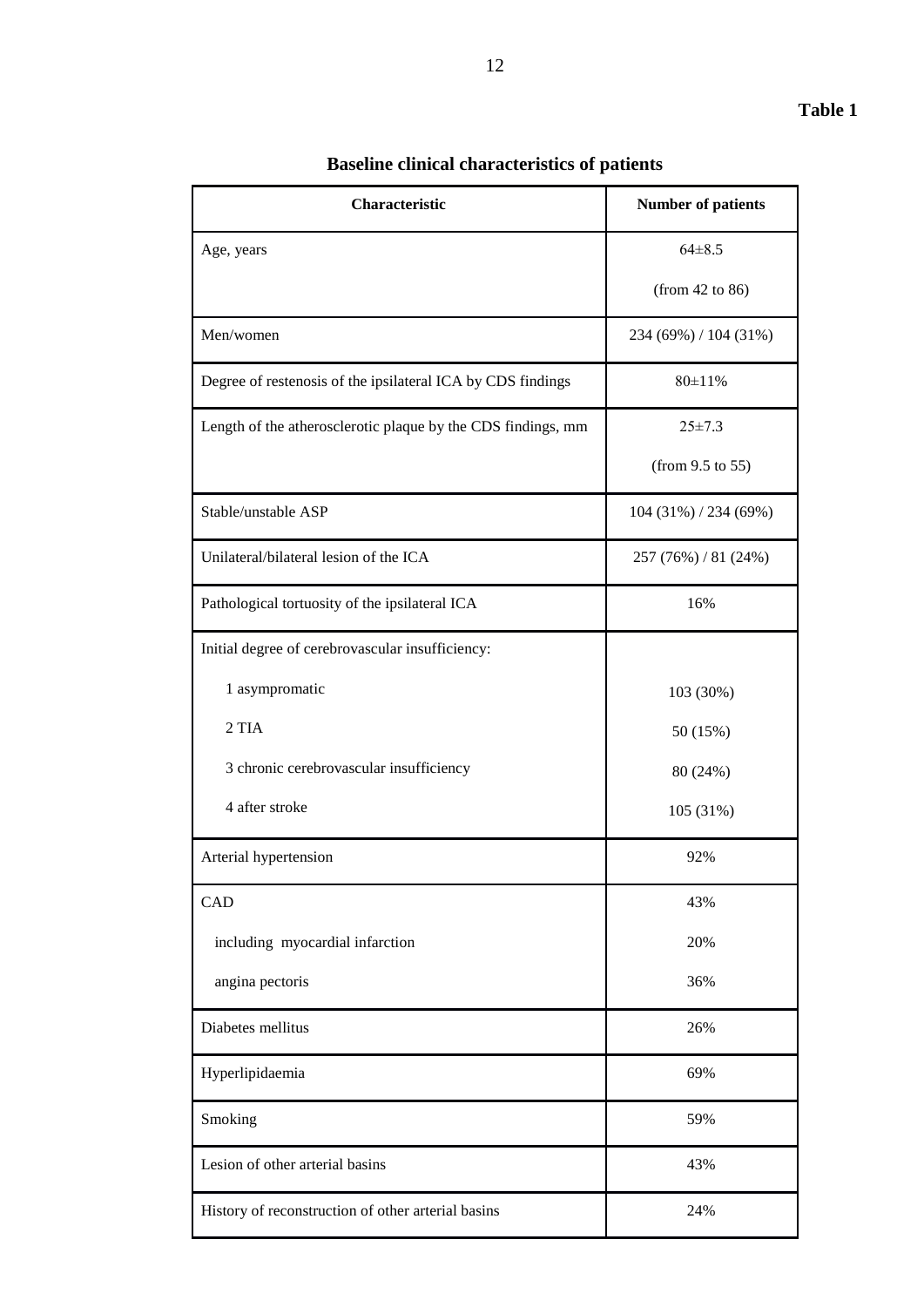**Table 1**

## Baseline clinical characteristics of patients

| Characteristic | Number of patients |
|---|---|
| Age, years | 64±8.5<br>(from 42 to 86) |
| Men/women | 234 (69%) / 104 (31%) |
| Degree of restenosis of the ipsilateral ICA by CDS findings | 80±11% |
| Length of the atherosclerotic plaque by the CDS findings, mm | 25±7.3<br>(from 9.5 to 55) |
| Stable/unstable ASP | 104 (31%) / 234 (69%) |
| Unilateral/bilateral lesion of the ICA | 257 (76%) / 81 (24%) |
| Pathological tortuosity of the ipsilateral ICA | 16% |
| Initial degree of cerebrovascular insufficiency: | |
| 1 asympromatic | 103 (30%) |
| 2 TIA | 50 (15%) |
| 3 chronic cerebrovascular insufficiency | 80 (24%) |
| 4 after stroke | 105 (31%) |
| Arterial hypertension | 92% |
| CAD | 43% |
| including myocardial infarction | 20% |
| angina pectoris | 36% |
| Diabetes mellitus | 26% |
| Hyperlipidaemia | 69% |
| Smoking | 59% |
| Lesion of other arterial basins | 43% |
| History of reconstruction of other arterial basins | 24% |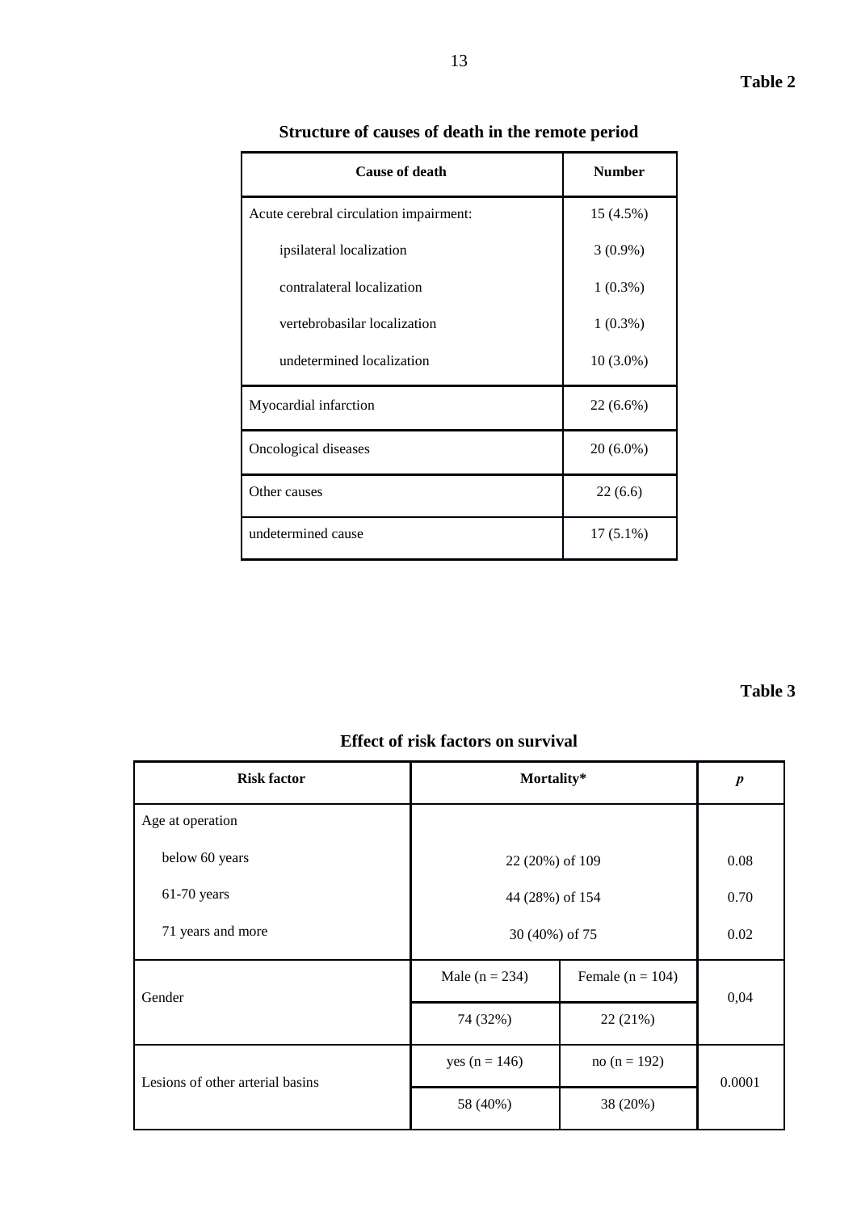**Table 2**

### Structure of causes of death in the remote period

| Cause of death | Number |
|---|---|
| Acute cerebral circulation impairment: | 15 (4.5%) |
| ipsilateral localization | 3 (0.9%) |
| contralateral localization | 1 (0.3%) |
| vertebrobasilar localization | 1 (0.3%) |
| undetermined localization | 10 (3.0%) |
| Myocardial infarction | 22 (6.6%) |
| Oncological diseases | 20 (6.0%) |
| Other causes | 22 (6.6) |
| undetermined cause | 17 (5.1%) |

**Table 3**

### Effect of risk factors on survival

| Risk factor | Mortality* | | *p* |
|---|---|---|---|
| Age at operation | | | |
| below 60 years | 22 (20%) of 109 | | 0.08 |
| 61-70 years | 44 (28%) of 154 | | 0.70 |
| 71 years and more | 30 (40%) of 75 | | 0.02 |
| Gender | Male (n = 234) | Female (n = 104) | 0,04 |
| | 74 (32%) | 22 (21%) | |
| Lesions of other arterial basins | yes (n = 146) | no (n = 192) | 0.0001 |
| | 58 (40%) | 38 (20%) | |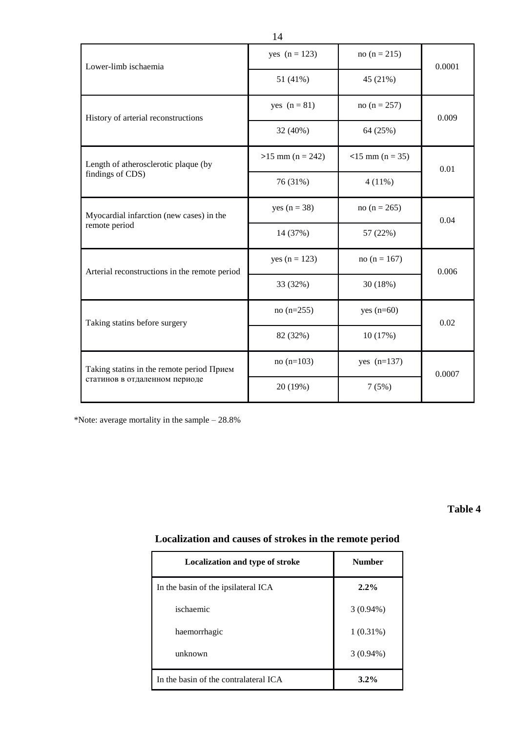| | | | |
|---|---|---|---|
| Lower-limb ischaemia | yes (n = 123) | no (n = 215) | 0.0001 |
| | 51 (41%) | 45 (21%) | |
| History of arterial reconstructions | yes (n = 81) | no (n = 257) | 0.009 |
| | 32 (40%) | 64 (25%) | |
| Length of atherosclerotic plaque (by findings of CDS) | >15 mm (n = 242) | <15 mm (n = 35) | 0.01 |
| | 76 (31%) | 4 (11%) | |
| Myocardial infarction (new cases) in the remote period | yes (n = 38) | no (n = 265) | 0.04 |
| | 14 (37%) | 57 (22%) | |
| Arterial reconstructions in the remote period | yes (n = 123) | no (n = 167) | 0.006 |
| | 33 (32%) | 30 (18%) | |
| Taking statins before surgery | no (n=255) | yes (n=60) | 0.02 |
| | 82 (32%) | 10 (17%) | |
| Taking statins in the remote period Прием статинов в отдаленном периоде | no (n=103) | yes (n=137) | 0.0007 |
| | 20 (19%) | 7 (5%) | |

*Note: average mortality in the sample – 28.8%

**Table 4**

**Localization and causes of strokes in the remote period**

| Localization and type of stroke | Number |
|---|---|
| In the basin of the ipsilateral ICA | **2.2%** |
| ischaemic | 3 (0.94%) |
| haemorrhagic | 1 (0.31%) |
| unknown | 3 (0.94%) |
| In the basin of the contralateral ICA | **3.2%** |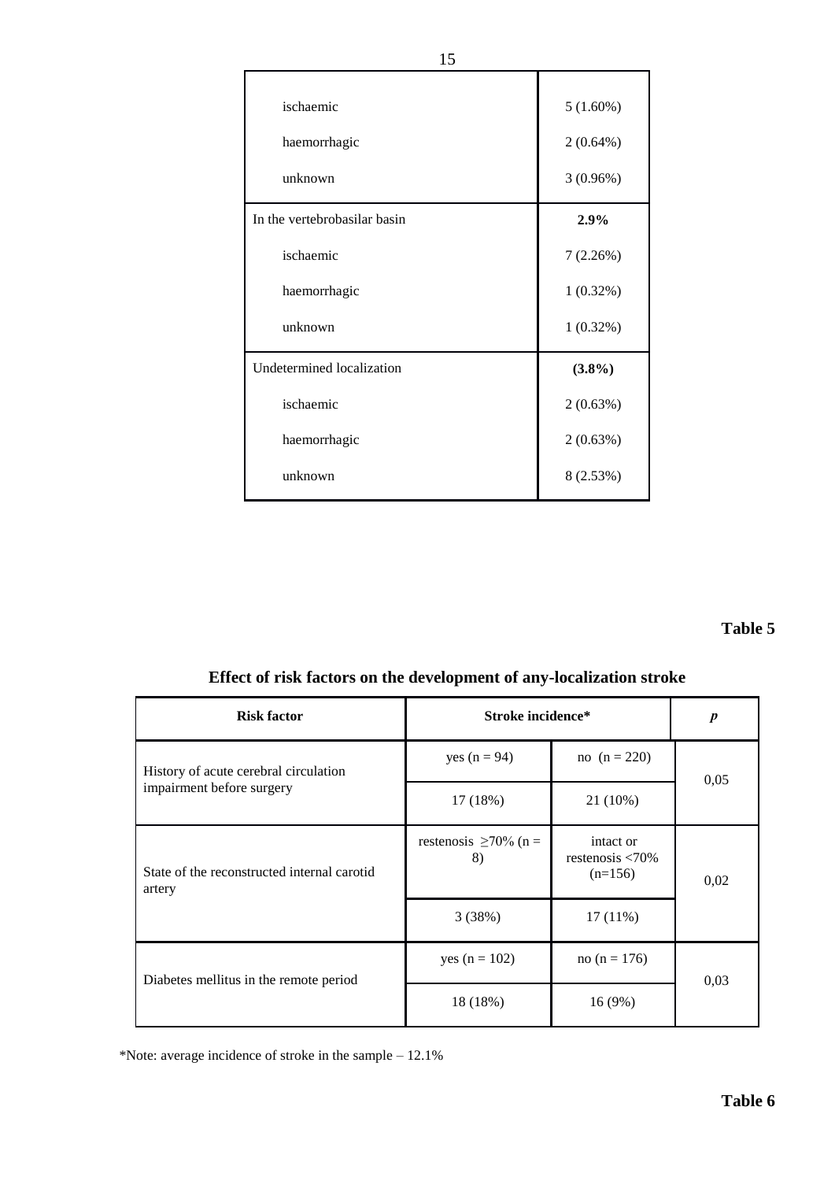| | |
|---|---|
| ischaemic | 5 (1.60%) |
| haemorrhagic | 2 (0.64%) |
| unknown | 3 (0.96%) |
| In the vertebrobasilar basin | **2.9%** |
| ischaemic | 7 (2.26%) |
| haemorrhagic | 1 (0.32%) |
| unknown | 1 (0.32%) |
| Undetermined localization | **(3.8%)** |
| ischaemic | 2 (0.63%) |
| haemorrhagic | 2 (0.63%) |
| unknown | 8 (2.53%) |

**Table 5**

## Effect of risk factors on the development of any-localization stroke

| Risk factor | Stroke incidence* | | *p* |
|---|---|---|---|
| History of acute cerebral circulation impairment before surgery | yes (n = 94) | no (n = 220) | 0,05 |
| | 17 (18%) | 21 (10%) | |
| State of the reconstructed internal carotid artery | restenosis ≥70% (n = 8) | intact or restenosis <70% (n=156) | 0,02 |
| | 3 (38%) | 17 (11%) | |
| Diabetes mellitus in the remote period | yes (n = 102) | no (n = 176) | 0,03 |
| | 18 (18%) | 16 (9%) | |

*Note: average incidence of stroke in the sample – 12.1%

**Table 6**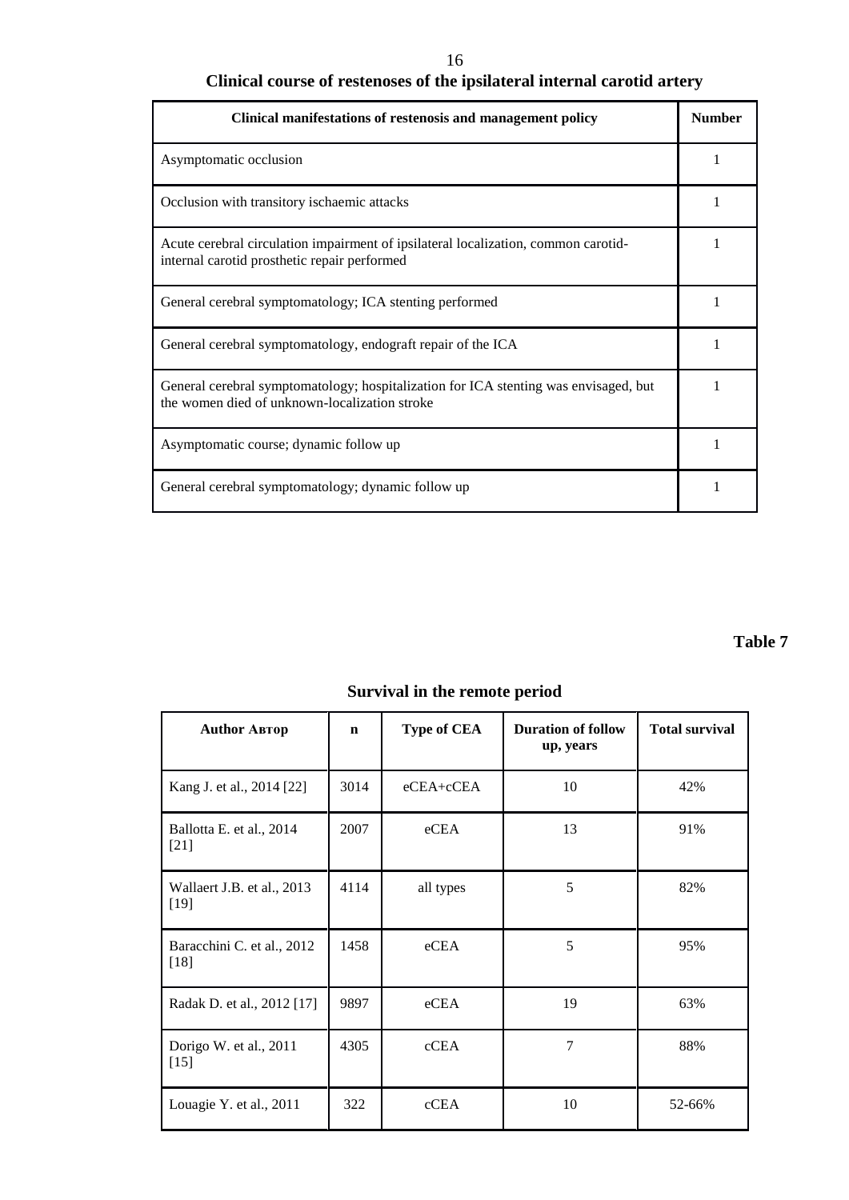**Clinical course of restenoses of the ipsilateral internal carotid artery**

| Clinical manifestations of restenosis and management policy | Number |
|---|---|
| Asymptomatic occlusion | 1 |
| Occlusion with transitory ischaemic attacks | 1 |
| Acute cerebral circulation impairment of ipsilateral localization, common carotid-internal carotid prosthetic repair performed | 1 |
| General cerebral symptomatology; ICA stenting performed | 1 |
| General cerebral symptomatology, endograft repair of the ICA | 1 |
| General cerebral symptomatology; hospitalization for ICA stenting was envisaged, but the women died of unknown-localization stroke | 1 |
| Asymptomatic course; dynamic follow up | 1 |
| General cerebral symptomatology; dynamic follow up | 1 |

**Table 7**

## Survival in the remote period

| Author Автор | n | Type of CEA | Duration of follow up, years | Total survival |
|---|---|---|---|---|
| Kang J. et al., 2014 [22] | 3014 | eCEA+cCEA | 10 | 42% |
| Ballotta E. et al., 2014 [21] | 2007 | eCEA | 13 | 91% |
| Wallaert J.B. et al., 2013 [19] | 4114 | all types | 5 | 82% |
| Baracchini C. et al., 2012 [18] | 1458 | eCEA | 5 | 95% |
| Radak D. et al., 2012 [17] | 9897 | eCEA | 19 | 63% |
| Dorigo W. et al., 2011 [15] | 4305 | cCEA | 7 | 88% |
| Louagie Y. et al., 2011 | 322 | cCEA | 10 | 52-66% |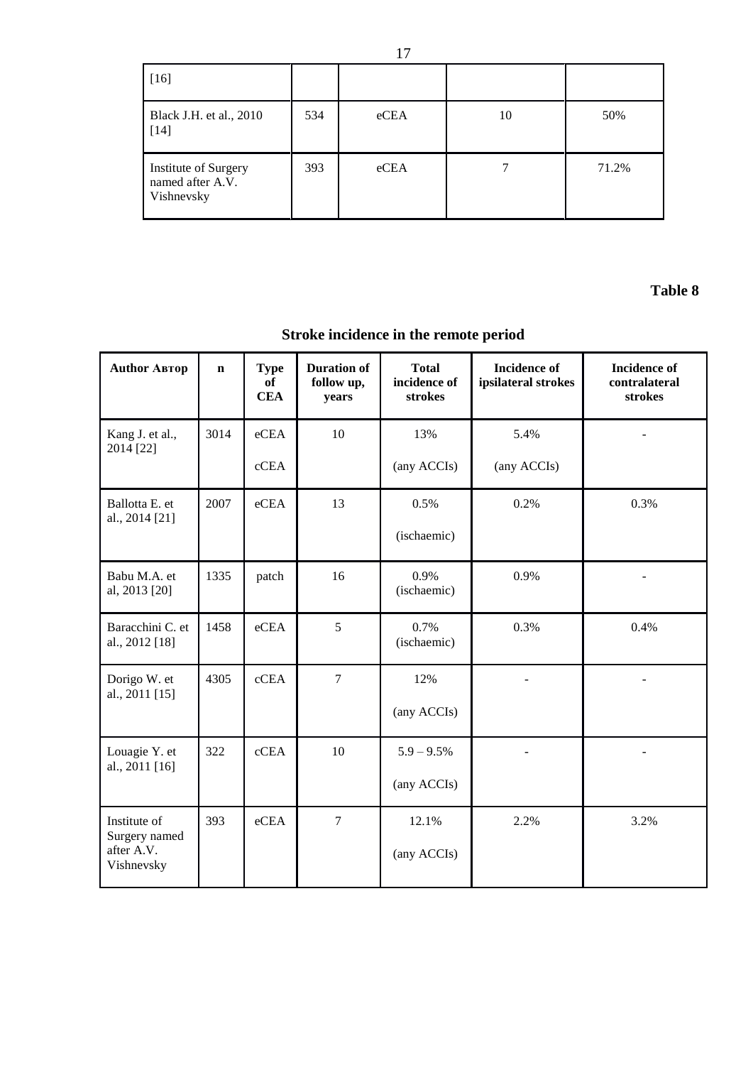| | | | | |
|---|---|---|---|---|
| [16] | | | | |
| Black J.H. et al., 2010 [14] | 534 | eCEA | 10 | 50% |
| Institute of Surgery named after A.V. Vishnevsky | 393 | eCEA | 7 | 71.2% |

**Table 8**

**Stroke incidence in the remote period**

| Author Автор | n | Type of CEA | Duration of follow up, years | Total incidence of strokes | Incidence of ipsilateral strokes | Incidence of contralateral strokes |
|---|---|---|---|---|---|---|
| Kang J. et al., 2014 [22] | 3014 | eCEA cCEA | 10 | 13% (any ACCIs) | 5.4% (any ACCIs) | - |
| Ballotta E. et al., 2014 [21] | 2007 | eCEA | 13 | 0.5% (ischaemic) | 0.2% | 0.3% |
| Babu M.A. et al, 2013 [20] | 1335 | patch | 16 | 0.9% (ischaemic) | 0.9% | - |
| Baracchini C. et al., 2012 [18] | 1458 | eCEA | 5 | 0.7% (ischaemic) | 0.3% | 0.4% |
| Dorigo W. et al., 2011 [15] | 4305 | cCEA | 7 | 12% (any ACCIs) | - | - |
| Louagie Y. et al., 2011 [16] | 322 | cCEA | 10 | 5.9 – 9.5% (any ACCIs) | - | - |
| Institute of Surgery named after A.V. Vishnevsky | 393 | eCEA | 7 | 12.1% (any ACCIs) | 2.2% | 3.2% |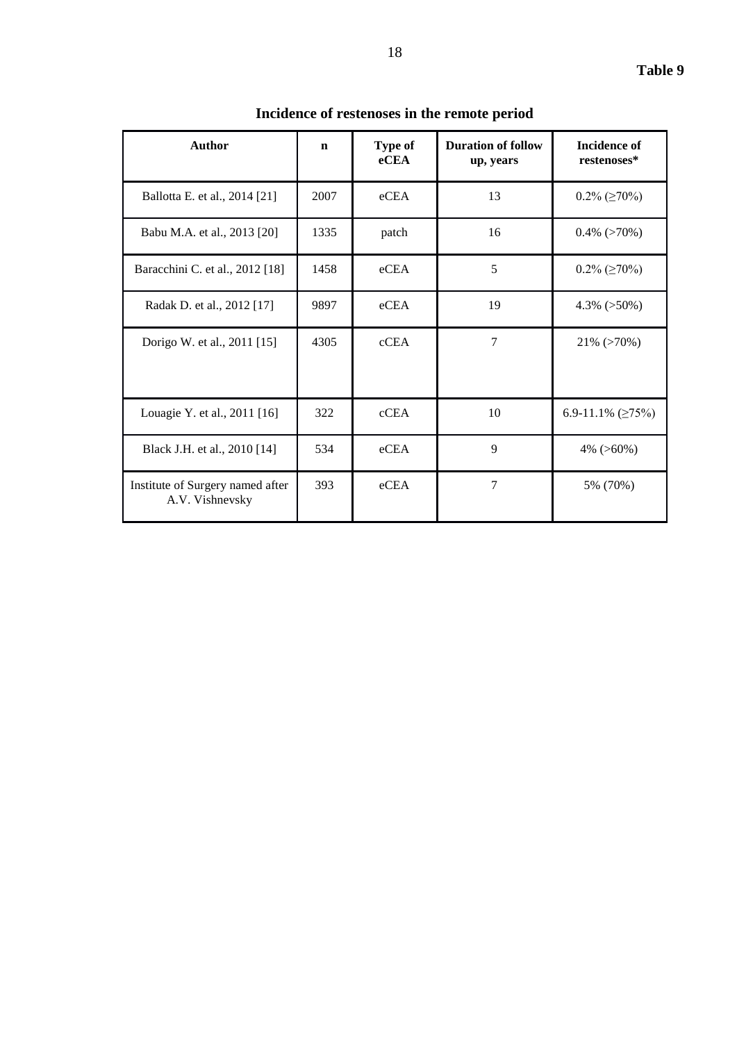**Table 9**

## Incidence of restenoses in the remote period

| Author | n | Type of eCEA | Duration of follow up, years | Incidence of restenoses* |
|---|---|---|---|---|
| Ballotta E. et al., 2014 [21] | 2007 | eCEA | 13 | 0.2% (≥70%) |
| Babu M.A. et al., 2013 [20] | 1335 | patch | 16 | 0.4% (>70%) |
| Baracchini C. et al., 2012 [18] | 1458 | eCEA | 5 | 0.2% (≥70%) |
| Radak D. et al., 2012 [17] | 9897 | eCEA | 19 | 4.3% (>50%) |
| Dorigo W. et al., 2011 [15] | 4305 | cCEA | 7 | 21% (>70%) |
| Louagie Y. et al., 2011 [16] | 322 | cCEA | 10 | 6.9-11.1% (≥75%) |
| Black J.H. et al., 2010 [14] | 534 | eCEA | 9 | 4% (>60%) |
| Institute of Surgery named after A.V. Vishnevsky | 393 | eCEA | 7 | 5% (70%) |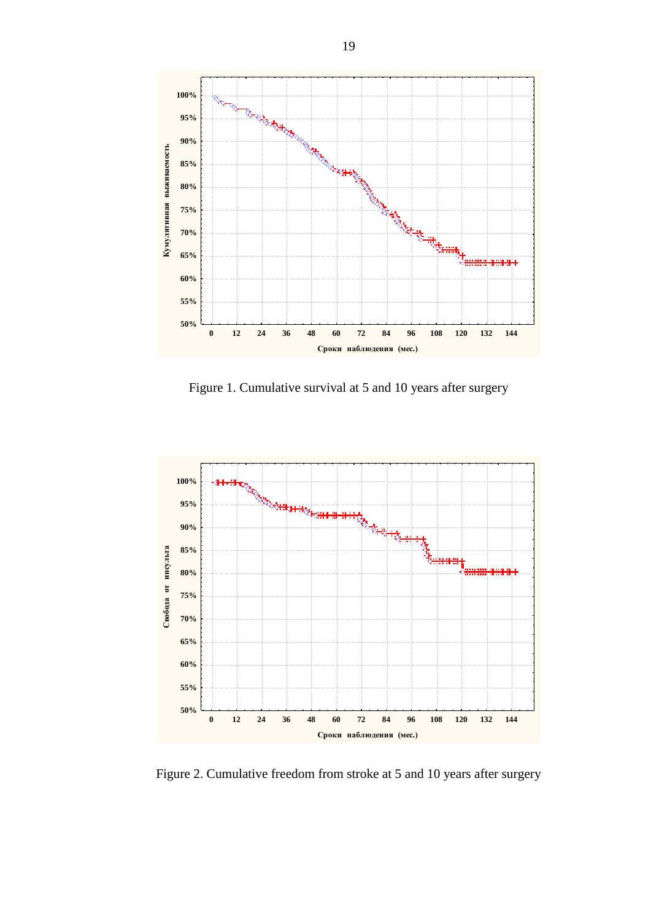Figure 1. Cumulative survival at 5 and 10 years after surgery

Figure 2. Cumulative freedom from stroke at 5 and 10 years after surgery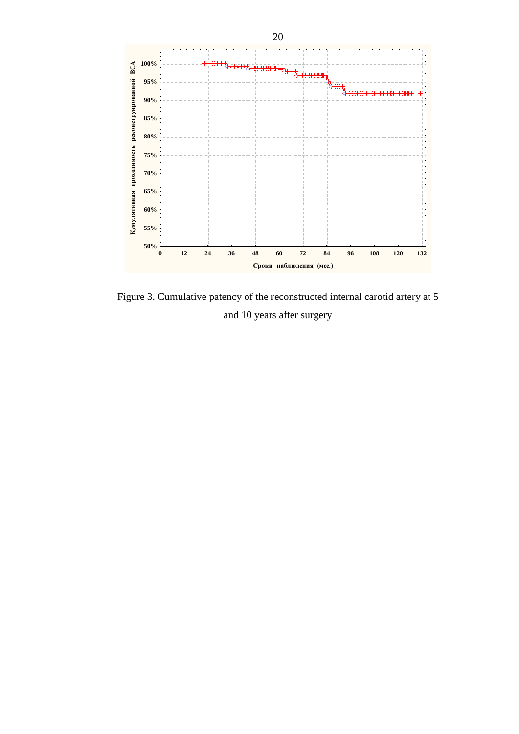Кумулятивная проходимость реконструированной ВСА

100%
95%
90%
85%
80%
75%
70%
65%
60%
55%
50%

0 12 24 36 48 60 72 84 96 108 120 132

Сроки наблюдения (мес.)

Figure 3. Cumulative patency of the reconstructed internal carotid artery at 5 and 10 years after surgery